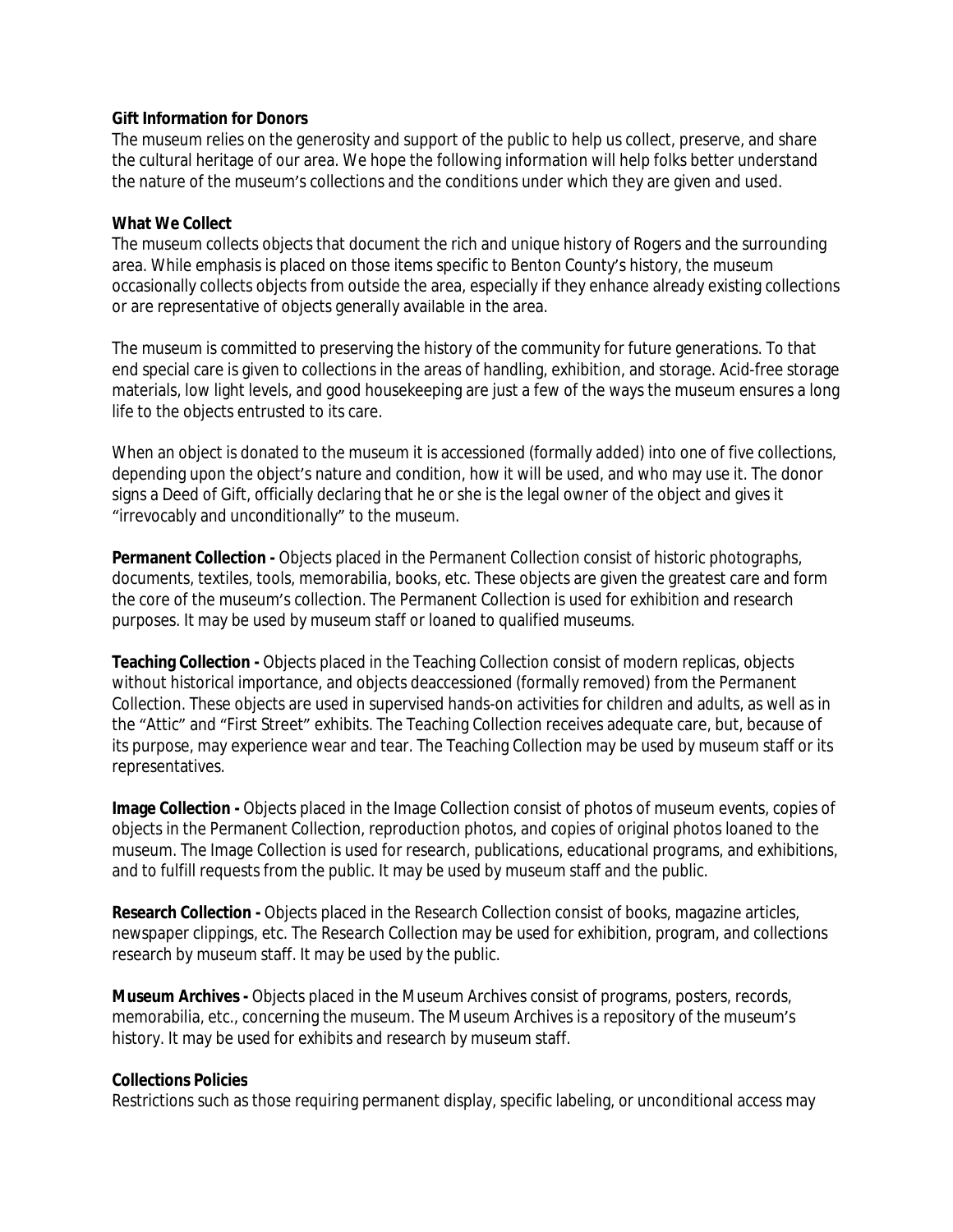**Gift Information for Donors**

The museum relies on the generosity and support of the public to help us collect, preserve, and share the cultural heritage of our area. We hope the following information will help folks better understand the nature of the museum's collections and the conditions under which they are given and used.

**What We Collect**

The museum collects objects that document the rich and unique history of Rogers and the surrounding area. While emphasis is placed on those items specific to Benton County's history, the museum occasionally collects objects from outside the area, especially if they enhance already existing collections or are representative of objects generally available in the area.

The museum is committed to preserving the history of the community for future generations. To that end special care is given to collections in the areas of handling, exhibition, and storage. Acid-free storage materials, low light levels, and good housekeeping are just a few of the ways the museum ensures a long life to the objects entrusted to its care.

When an object is donated to the museum it is accessioned (formally added) into one of five collections, depending upon the object's nature and condition, how it will be used, and who may use it. The donor signs a Deed of Gift, officially declaring that he or she is the legal owner of the object and gives it "irrevocably and unconditionally" to the museum.

**Permanent Collection -** Objects placed in the Permanent Collection consist of historic photographs, documents, textiles, tools, memorabilia, books, etc. These objects are given the greatest care and form the core of the museum's collection. The Permanent Collection is used for exhibition and research purposes. It may be used by museum staff or loaned to qualified museums.

**Teaching Collection -** Objects placed in the Teaching Collection consist of modern replicas, objects without historical importance, and objects deaccessioned (formally removed) from the Permanent Collection. These objects are used in supervised hands-on activities for children and adults, as well as in the "Attic" and "First Street" exhibits. The Teaching Collection receives adequate care, but, because of its purpose, may experience wear and tear. The Teaching Collection may be used by museum staff or its representatives.

**Image Collection -** Objects placed in the Image Collection consist of photos of museum events, copies of objects in the Permanent Collection, reproduction photos, and copies of original photos loaned to the museum. The Image Collection is used for research, publications, educational programs, and exhibitions, and to fulfill requests from the public. It may be used by museum staff and the public.

**Research Collection -** Objects placed in the Research Collection consist of books, magazine articles, newspaper clippings, etc. The Research Collection may be used for exhibition, program, and collections research by museum staff. It may be used by the public.

**Museum Archives -** Objects placed in the Museum Archives consist of programs, posters, records, memorabilia, etc., concerning the museum. The Museum Archives is a repository of the museum's history. It may be used for exhibits and research by museum staff.

**Collections Policies**

Restrictions such as those requiring permanent display, specific labeling, or unconditional access may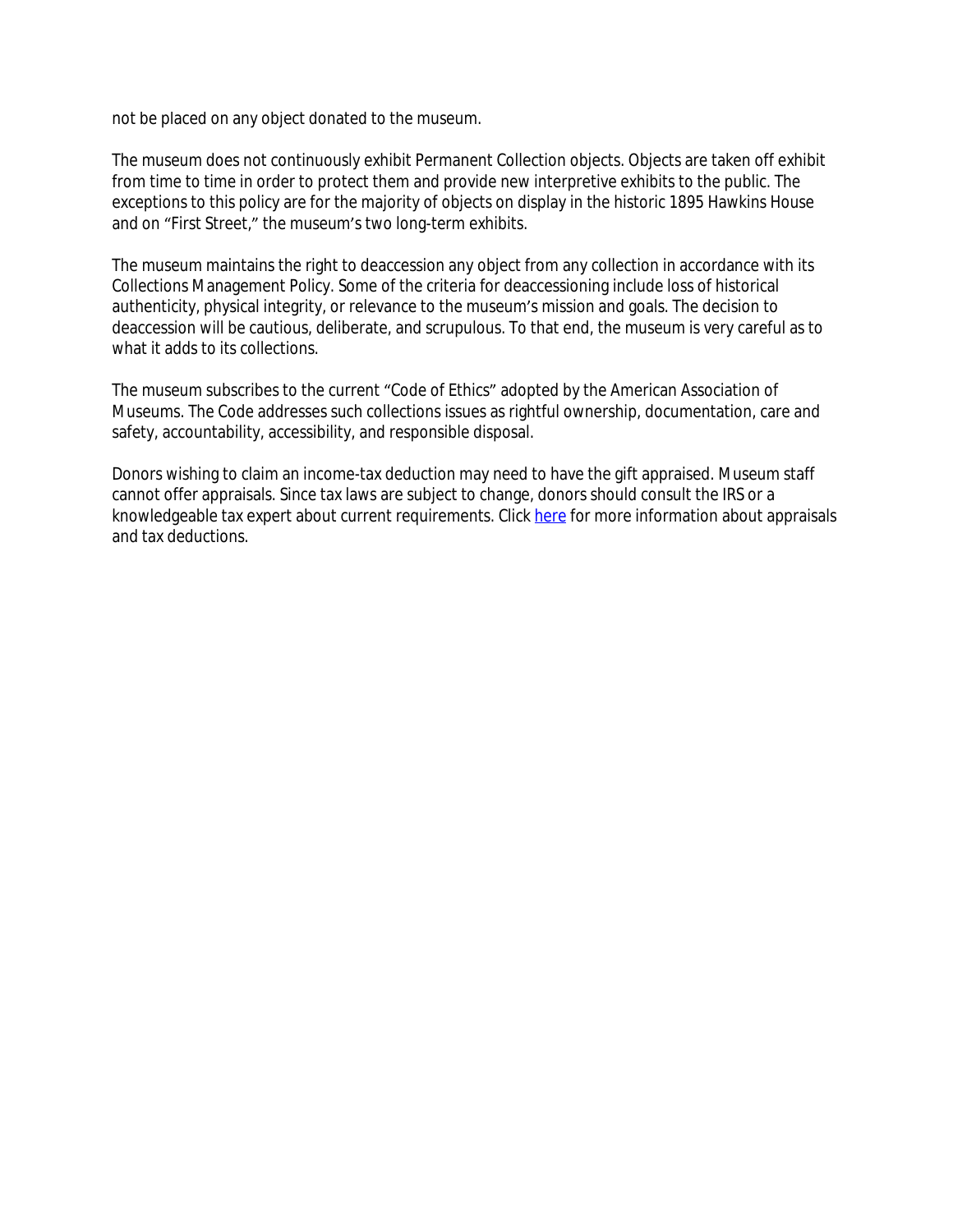not be placed on any object donated to the museum.

The museum does not continuously exhibit Permanent Collection objects. Objects are taken off exhibit from time to time in order to protect them and provide new interpretive exhibits to the public. The exceptions to this policy are for the majority of objects on display in the historic 1895 Hawkins House and on "First Street," the museum's two long-term exhibits.

The museum maintains the right to deaccession any object from any collection in accordance with its Collections Management Policy. Some of the criteria for deaccessioning include loss of historical authenticity, physical integrity, or relevance to the museum's mission and goals. The decision to deaccession will be cautious, deliberate, and scrupulous. To that end, the museum is very careful as to what it adds to its collections.

The museum subscribes to the current "Code of Ethics" adopted by the American Association of Museums. The Code addresses such collections issues as rightful ownership, documentation, care and safety, accountability, accessibility, and responsible disposal.

Donors wishing to claim an income-tax deduction may need to have the gift appraised. Museum staff cannot offer appraisals. Since tax laws are subject to change, donors should consult the IRS or a knowledgeable tax expert about current requirements. Click here for more information about appraisals and tax deductions.